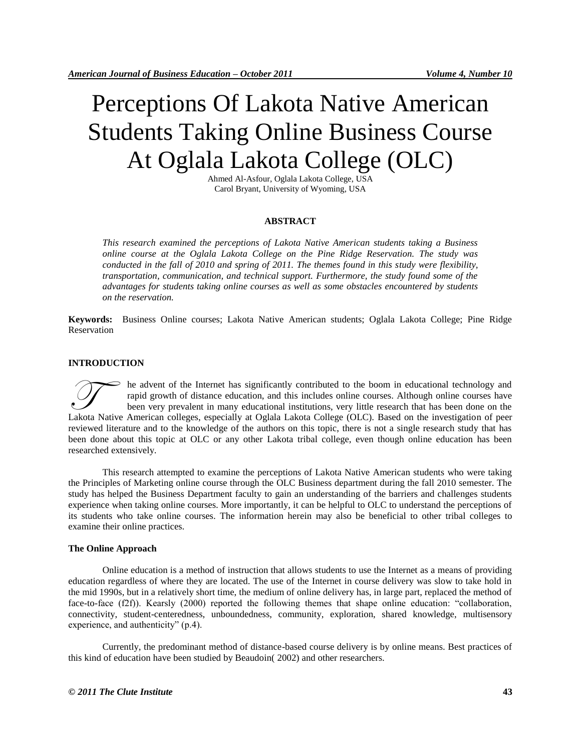# Perceptions Of Lakota Native American Students Taking Online Business Course At Oglala Lakota College (OLC)

Ahmed Al-Asfour, Oglala Lakota College, USA
Carol Bryant, University of Wyoming, USA

## ABSTRACT

*This research examined the perceptions of Lakota Native American students taking a Business online course at the Oglala Lakota College on the Pine Ridge Reservation. The study was conducted in the fall of 2010 and spring of 2011. The themes found in this study were flexibility, transportation, communication, and technical support. Furthermore, the study found some of the advantages for students taking online courses as well as some obstacles encountered by students on the reservation.*

**Keywords:** Business Online courses; Lakota Native American students; Oglala Lakota College; Pine Ridge Reservation

## INTRODUCTION

The advent of the Internet has significantly contributed to the boom in educational technology and rapid growth of distance education, and this includes online courses. Although online courses have been very prevalent in many educational institutions, very little research that has been done on the Lakota Native American colleges, especially at Oglala Lakota College (OLC). Based on the investigation of peer reviewed literature and to the knowledge of the authors on this topic, there is not a single research study that has been done about this topic at OLC or any other Lakota tribal college, even though online education has been researched extensively.

This research attempted to examine the perceptions of Lakota Native American students who were taking the Principles of Marketing online course through the OLC Business department during the fall 2010 semester. The study has helped the Business Department faculty to gain an understanding of the barriers and challenges students experience when taking online courses. More importantly, it can be helpful to OLC to understand the perceptions of its students who take online courses. The information herein may also be beneficial to other tribal colleges to examine their online practices.

### The Online Approach

Online education is a method of instruction that allows students to use the Internet as a means of providing education regardless of where they are located. The use of the Internet in course delivery was slow to take hold in the mid 1990s, but in a relatively short time, the medium of online delivery has, in large part, replaced the method of face-to-face (f2f)). Kearsly (2000) reported the following themes that shape online education: "collaboration, connectivity, student-centeredness, unboundedness, community, exploration, shared knowledge, multisensory experience, and authenticity" (p.4).

Currently, the predominant method of distance-based course delivery is by online means. Best practices of this kind of education have been studied by Beaudoin( 2002) and other researchers.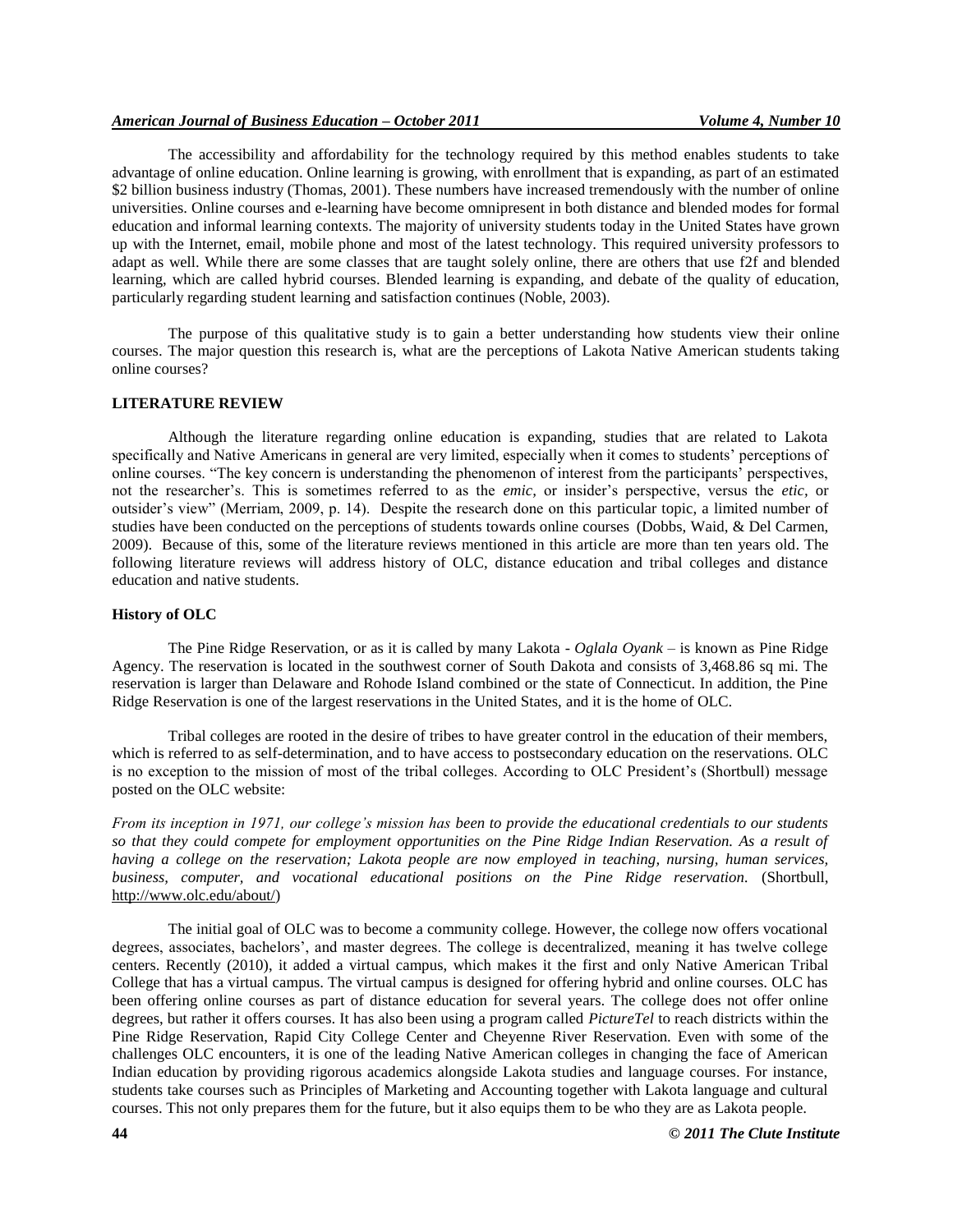The accessibility and affordability for the technology required by this method enables students to take advantage of online education. Online learning is growing, with enrollment that is expanding, as part of an estimated $2 billion business industry (Thomas, 2001). These numbers have increased tremendously with the number of online universities. Online courses and e-learning have become omnipresent in both distance and blended modes for formal education and informal learning contexts. The majority of university students today in the United States have grown up with the Internet, email, mobile phone and most of the latest technology. This required university professors to adapt as well. While there are some classes that are taught solely online, there are others that use f2f and blended learning, which are called hybrid courses. Blended learning is expanding, and debate of the quality of education, particularly regarding student learning and satisfaction continues (Noble, 2003).

The purpose of this qualitative study is to gain a better understanding how students view their online courses. The major question this research is, what are the perceptions of Lakota Native American students taking online courses?

## LITERATURE REVIEW

Although the literature regarding online education is expanding, studies that are related to Lakota specifically and Native Americans in general are very limited, especially when it comes to students' perceptions of online courses. "The key concern is understanding the phenomenon of interest from the participants' perspectives, not the researcher's. This is sometimes referred to as the *emic*, or insider's perspective, versus the *etic*, or outsider's view" (Merriam, 2009, p. 14). Despite the research done on this particular topic, a limited number of studies have been conducted on the perceptions of students towards online courses (Dobbs, Waid, & Del Carmen, 2009). Because of this, some of the literature reviews mentioned in this article are more than ten years old. The following literature reviews will address history of OLC, distance education and tribal colleges and distance education and native students.

### History of OLC

The Pine Ridge Reservation, or as it is called by many Lakota - *Oglala Oyank* – is known as Pine Ridge Agency. The reservation is located in the southwest corner of South Dakota and consists of 3,468.86 sq mi. The reservation is larger than Delaware and Rohode Island combined or the state of Connecticut. In addition, the Pine Ridge Reservation is one of the largest reservations in the United States, and it is the home of OLC.

Tribal colleges are rooted in the desire of tribes to have greater control in the education of their members, which is referred to as self-determination, and to have access to postsecondary education on the reservations. OLC is no exception to the mission of most of the tribal colleges. According to OLC President's (Shortbull) message posted on the OLC website:

*From its inception in 1971, our college's mission has been to provide the educational credentials to our students so that they could compete for employment opportunities on the Pine Ridge Indian Reservation. As a result of having a college on the reservation; Lakota people are now employed in teaching, nursing, human services, business, computer, and vocational educational positions on the Pine Ridge reservation.* (Shortbull, http://www.olc.edu/about/)

The initial goal of OLC was to become a community college. However, the college now offers vocational degrees, associates, bachelors', and master degrees. The college is decentralized, meaning it has twelve college centers. Recently (2010), it added a virtual campus, which makes it the first and only Native American Tribal College that has a virtual campus. The virtual campus is designed for offering hybrid and online courses. OLC has been offering online courses as part of distance education for several years. The college does not offer online degrees, but rather it offers courses. It has also been using a program called *PictureTel* to reach districts within the Pine Ridge Reservation, Rapid City College Center and Cheyenne River Reservation. Even with some of the challenges OLC encounters, it is one of the leading Native American colleges in changing the face of American Indian education by providing rigorous academics alongside Lakota studies and language courses. For instance, students take courses such as Principles of Marketing and Accounting together with Lakota language and cultural courses. This not only prepares them for the future, but it also equips them to be who they are as Lakota people.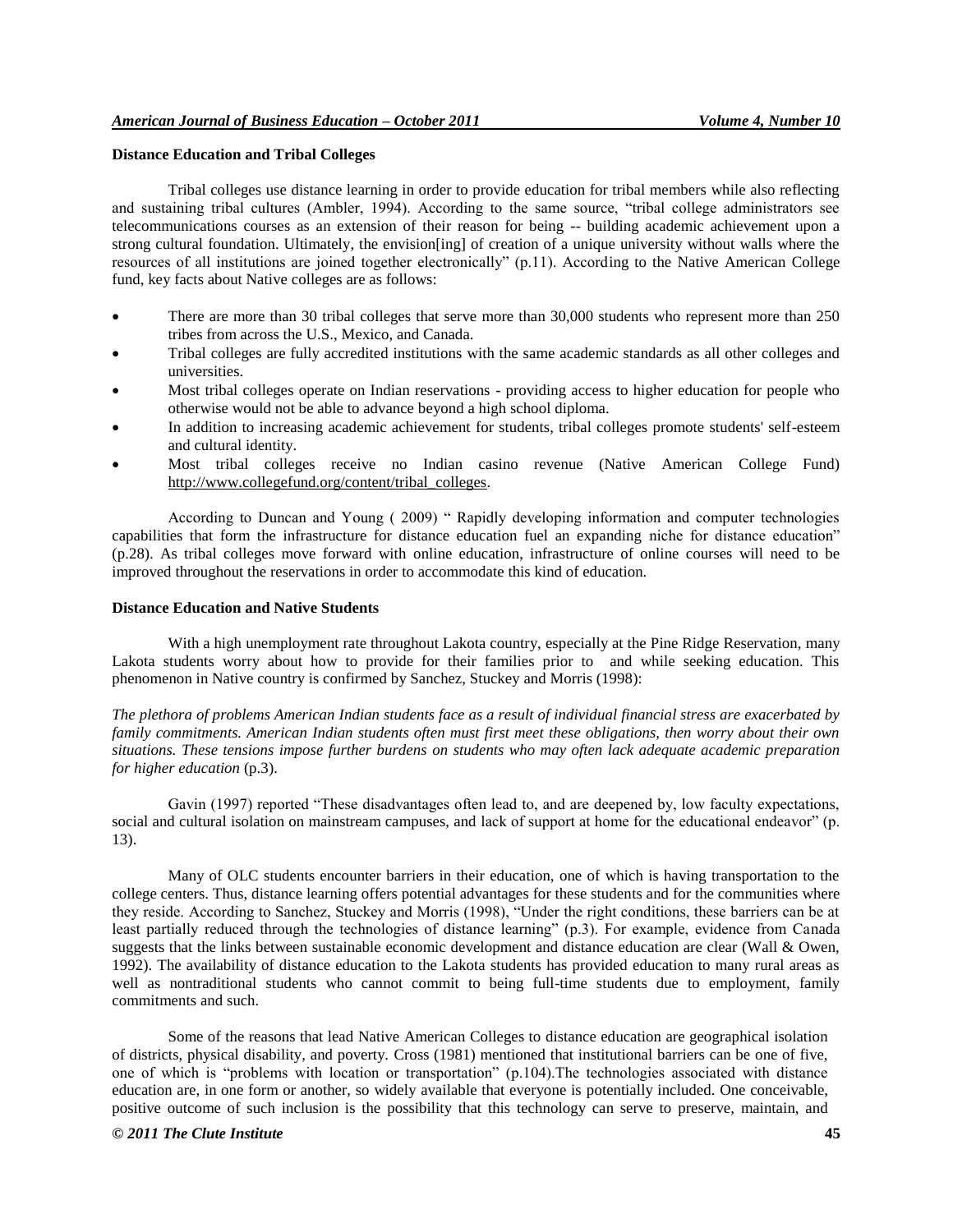**Distance Education and Tribal Colleges**

Tribal colleges use distance learning in order to provide education for tribal members while also reflecting and sustaining tribal cultures (Ambler, 1994). According to the same source, "tribal college administrators see telecommunications courses as an extension of their reason for being -- building academic achievement upon a strong cultural foundation. Ultimately, the envision[ing] of creation of a unique university without walls where the resources of all institutions are joined together electronically" (p.11). According to the Native American College fund, key facts about Native colleges are as follows:

- There are more than 30 tribal colleges that serve more than 30,000 students who represent more than 250 tribes from across the U.S., Mexico, and Canada.
- Tribal colleges are fully accredited institutions with the same academic standards as all other colleges and universities.
- Most tribal colleges operate on Indian reservations - providing access to higher education for people who otherwise would not be able to advance beyond a high school diploma.
- In addition to increasing academic achievement for students, tribal colleges promote students' self-esteem and cultural identity.
- Most tribal colleges receive no Indian casino revenue (Native American College Fund) http://www.collegefund.org/content/tribal_colleges.

According to Duncan and Young ( 2009) " Rapidly developing information and computer technologies capabilities that form the infrastructure for distance education fuel an expanding niche for distance education" (p.28). As tribal colleges move forward with online education, infrastructure of online courses will need to be improved throughout the reservations in order to accommodate this kind of education.

**Distance Education and Native Students**

With a high unemployment rate throughout Lakota country, especially at the Pine Ridge Reservation, many Lakota students worry about how to provide for their families prior to and while seeking education. This phenomenon in Native country is confirmed by Sanchez, Stuckey and Morris (1998):

*The plethora of problems American Indian students face as a result of individual financial stress are exacerbated by family commitments. American Indian students often must first meet these obligations, then worry about their own situations. These tensions impose further burdens on students who may often lack adequate academic preparation for higher education* (p.3).

Gavin (1997) reported "These disadvantages often lead to, and are deepened by, low faculty expectations, social and cultural isolation on mainstream campuses, and lack of support at home for the educational endeavor" (p. 13).

Many of OLC students encounter barriers in their education, one of which is having transportation to the college centers. Thus, distance learning offers potential advantages for these students and for the communities where they reside. According to Sanchez, Stuckey and Morris (1998), "Under the right conditions, these barriers can be at least partially reduced through the technologies of distance learning" (p.3). For example, evidence from Canada suggests that the links between sustainable economic development and distance education are clear (Wall & Owen, 1992). The availability of distance education to the Lakota students has provided education to many rural areas as well as nontraditional students who cannot commit to being full-time students due to employment, family commitments and such.

Some of the reasons that lead Native American Colleges to distance education are geographical isolation of districts, physical disability, and poverty. Cross (1981) mentioned that institutional barriers can be one of five, one of which is "problems with location or transportation" (p.104).The technologies associated with distance education are, in one form or another, so widely available that everyone is potentially included. One conceivable, positive outcome of such inclusion is the possibility that this technology can serve to preserve, maintain, and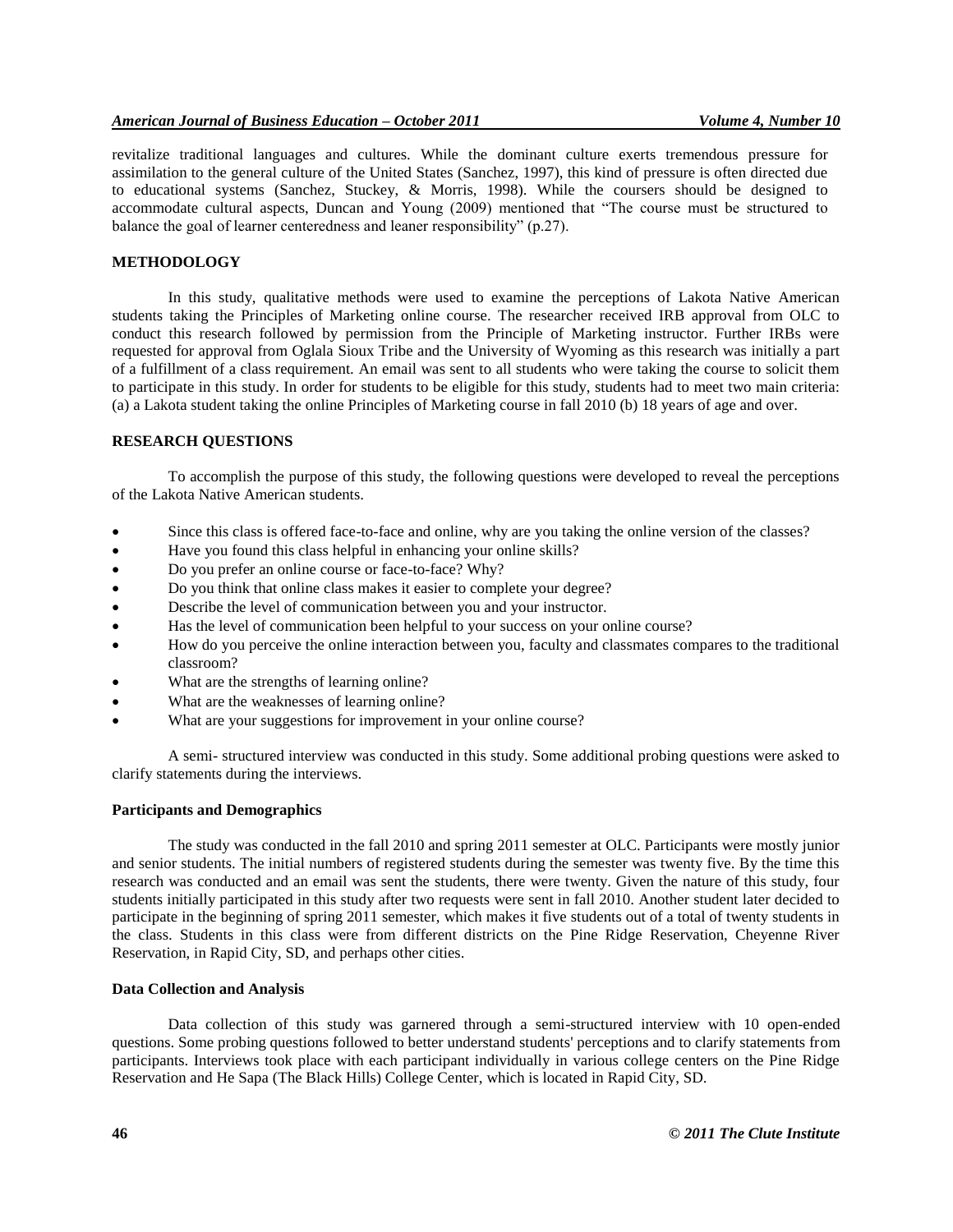revitalize traditional languages and cultures. While the dominant culture exerts tremendous pressure for assimilation to the general culture of the United States (Sanchez, 1997), this kind of pressure is often directed due to educational systems (Sanchez, Stuckey, & Morris, 1998). While the coursers should be designed to accommodate cultural aspects, Duncan and Young (2009) mentioned that "The course must be structured to balance the goal of learner centeredness and leaner responsibility" (p.27).

## METHODOLOGY

In this study, qualitative methods were used to examine the perceptions of Lakota Native American students taking the Principles of Marketing online course. The researcher received IRB approval from OLC to conduct this research followed by permission from the Principle of Marketing instructor. Further IRBs were requested for approval from Oglala Sioux Tribe and the University of Wyoming as this research was initially a part of a fulfillment of a class requirement. An email was sent to all students who were taking the course to solicit them to participate in this study. In order for students to be eligible for this study, students had to meet two main criteria: (a) a Lakota student taking the online Principles of Marketing course in fall 2010 (b) 18 years of age and over.

## RESEARCH QUESTIONS

To accomplish the purpose of this study, the following questions were developed to reveal the perceptions of the Lakota Native American students.

- Since this class is offered face-to-face and online, why are you taking the online version of the classes?
- Have you found this class helpful in enhancing your online skills?
- Do you prefer an online course or face-to-face? Why?
- Do you think that online class makes it easier to complete your degree?
- Describe the level of communication between you and your instructor.
- Has the level of communication been helpful to your success on your online course?
- How do you perceive the online interaction between you, faculty and classmates compares to the traditional classroom?
- What are the strengths of learning online?
- What are the weaknesses of learning online?
- What are your suggestions for improvement in your online course?

A semi- structured interview was conducted in this study. Some additional probing questions were asked to clarify statements during the interviews.

### Participants and Demographics

The study was conducted in the fall 2010 and spring 2011 semester at OLC. Participants were mostly junior and senior students. The initial numbers of registered students during the semester was twenty five. By the time this research was conducted and an email was sent the students, there were twenty. Given the nature of this study, four students initially participated in this study after two requests were sent in fall 2010. Another student later decided to participate in the beginning of spring 2011 semester, which makes it five students out of a total of twenty students in the class. Students in this class were from different districts on the Pine Ridge Reservation, Cheyenne River Reservation, in Rapid City, SD, and perhaps other cities.

### Data Collection and Analysis

Data collection of this study was garnered through a semi-structured interview with 10 open-ended questions. Some probing questions followed to better understand students' perceptions and to clarify statements from participants. Interviews took place with each participant individually in various college centers on the Pine Ridge Reservation and He Sapa (The Black Hills) College Center, which is located in Rapid City, SD.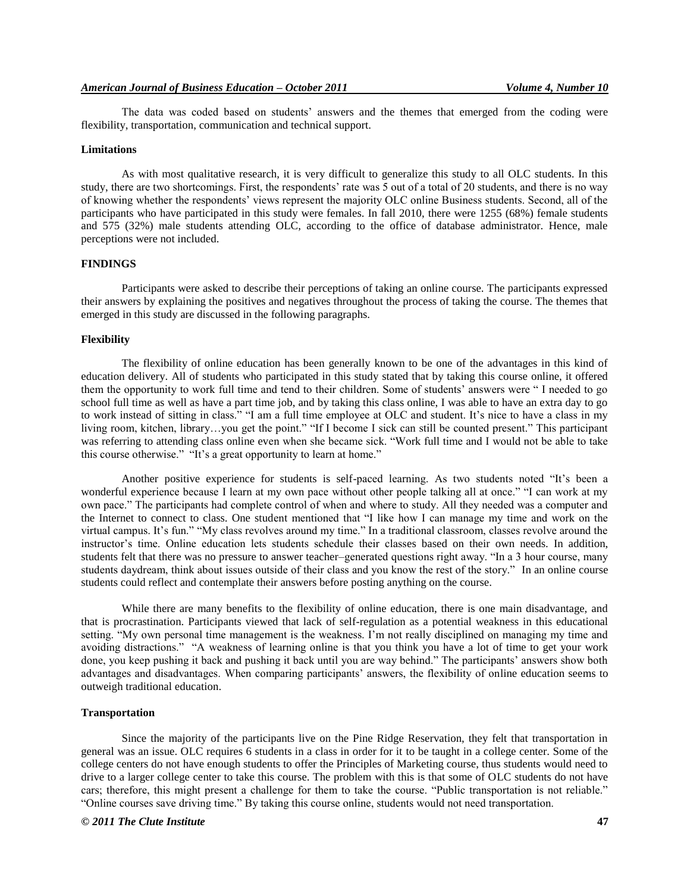The data was coded based on students' answers and the themes that emerged from the coding were flexibility, transportation, communication and technical support.

### Limitations

As with most qualitative research, it is very difficult to generalize this study to all OLC students. In this study, there are two shortcomings. First, the respondents' rate was 5 out of a total of 20 students, and there is no way of knowing whether the respondents' views represent the majority OLC online Business students. Second, all of the participants who have participated in this study were females. In fall 2010, there were 1255 (68%) female students and 575 (32%) male students attending OLC, according to the office of database administrator. Hence, male perceptions were not included.

## FINDINGS

Participants were asked to describe their perceptions of taking an online course. The participants expressed their answers by explaining the positives and negatives throughout the process of taking the course. The themes that emerged in this study are discussed in the following paragraphs.

### Flexibility

The flexibility of online education has been generally known to be one of the advantages in this kind of education delivery. All of students who participated in this study stated that by taking this course online, it offered them the opportunity to work full time and tend to their children. Some of students' answers were " I needed to go school full time as well as have a part time job, and by taking this class online, I was able to have an extra day to go to work instead of sitting in class." "I am a full time employee at OLC and student. It's nice to have a class in my living room, kitchen, library…you get the point." "If I become I sick can still be counted present." This participant was referring to attending class online even when she became sick. "Work full time and I would not be able to take this course otherwise." "It's a great opportunity to learn at home."

Another positive experience for students is self-paced learning. As two students noted "It's been a wonderful experience because I learn at my own pace without other people talking all at once." "I can work at my own pace." The participants had complete control of when and where to study. All they needed was a computer and the Internet to connect to class. One student mentioned that "I like how I can manage my time and work on the virtual campus. It's fun." "My class revolves around my time." In a traditional classroom, classes revolve around the instructor's time. Online education lets students schedule their classes based on their own needs. In addition, students felt that there was no pressure to answer teacher–generated questions right away. "In a 3 hour course, many students daydream, think about issues outside of their class and you know the rest of the story." In an online course students could reflect and contemplate their answers before posting anything on the course.

While there are many benefits to the flexibility of online education, there is one main disadvantage, and that is procrastination. Participants viewed that lack of self-regulation as a potential weakness in this educational setting. "My own personal time management is the weakness. I'm not really disciplined on managing my time and avoiding distractions." "A weakness of learning online is that you think you have a lot of time to get your work done, you keep pushing it back and pushing it back until you are way behind." The participants' answers show both advantages and disadvantages. When comparing participants' answers, the flexibility of online education seems to outweigh traditional education.

### Transportation

Since the majority of the participants live on the Pine Ridge Reservation, they felt that transportation in general was an issue. OLC requires 6 students in a class in order for it to be taught in a college center. Some of the college centers do not have enough students to offer the Principles of Marketing course, thus students would need to drive to a larger college center to take this course. The problem with this is that some of OLC students do not have cars; therefore, this might present a challenge for them to take the course. "Public transportation is not reliable." "Online courses save driving time." By taking this course online, students would not need transportation.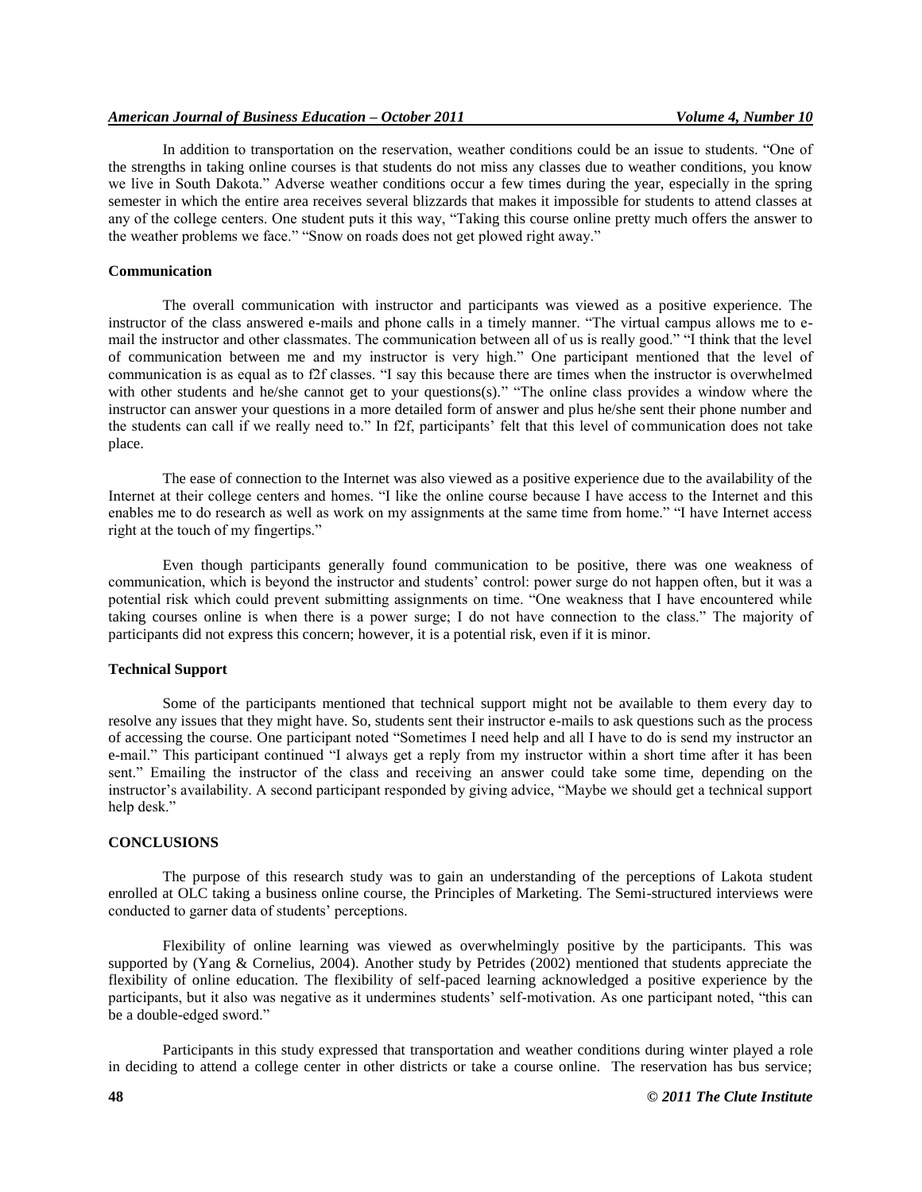In addition to transportation on the reservation, weather conditions could be an issue to students. "One of the strengths in taking online courses is that students do not miss any classes due to weather conditions, you know we live in South Dakota." Adverse weather conditions occur a few times during the year, especially in the spring semester in which the entire area receives several blizzards that makes it impossible for students to attend classes at any of the college centers. One student puts it this way, "Taking this course online pretty much offers the answer to the weather problems we face." "Snow on roads does not get plowed right away."

**Communication**

The overall communication with instructor and participants was viewed as a positive experience. The instructor of the class answered e-mails and phone calls in a timely manner. "The virtual campus allows me to e-mail the instructor and other classmates. The communication between all of us is really good." "I think that the level of communication between me and my instructor is very high." One participant mentioned that the level of communication is as equal as to f2f classes. "I say this because there are times when the instructor is overwhelmed with other students and he/she cannot get to your questions(s)." "The online class provides a window where the instructor can answer your questions in a more detailed form of answer and plus he/she sent their phone number and the students can call if we really need to." In f2f, participants' felt that this level of communication does not take place.

The ease of connection to the Internet was also viewed as a positive experience due to the availability of the Internet at their college centers and homes. "I like the online course because I have access to the Internet and this enables me to do research as well as work on my assignments at the same time from home." "I have Internet access right at the touch of my fingertips."

Even though participants generally found communication to be positive, there was one weakness of communication, which is beyond the instructor and students' control: power surge do not happen often, but it was a potential risk which could prevent submitting assignments on time. "One weakness that I have encountered while taking courses online is when there is a power surge; I do not have connection to the class." The majority of participants did not express this concern; however, it is a potential risk, even if it is minor.

**Technical Support**

Some of the participants mentioned that technical support might not be available to them every day to resolve any issues that they might have. So, students sent their instructor e-mails to ask questions such as the process of accessing the course. One participant noted "Sometimes I need help and all I have to do is send my instructor an e-mail." This participant continued "I always get a reply from my instructor within a short time after it has been sent." Emailing the instructor of the class and receiving an answer could take some time, depending on the instructor's availability. A second participant responded by giving advice, "Maybe we should get a technical support help desk."

**CONCLUSIONS**

The purpose of this research study was to gain an understanding of the perceptions of Lakota student enrolled at OLC taking a business online course, the Principles of Marketing. The Semi-structured interviews were conducted to garner data of students' perceptions.

Flexibility of online learning was viewed as overwhelmingly positive by the participants. This was supported by (Yang & Cornelius, 2004). Another study by Petrides (2002) mentioned that students appreciate the flexibility of online education. The flexibility of self-paced learning acknowledged a positive experience by the participants, but it also was negative as it undermines students' self-motivation. As one participant noted, "this can be a double-edged sword."

Participants in this study expressed that transportation and weather conditions during winter played a role in deciding to attend a college center in other districts or take a course online. The reservation has bus service;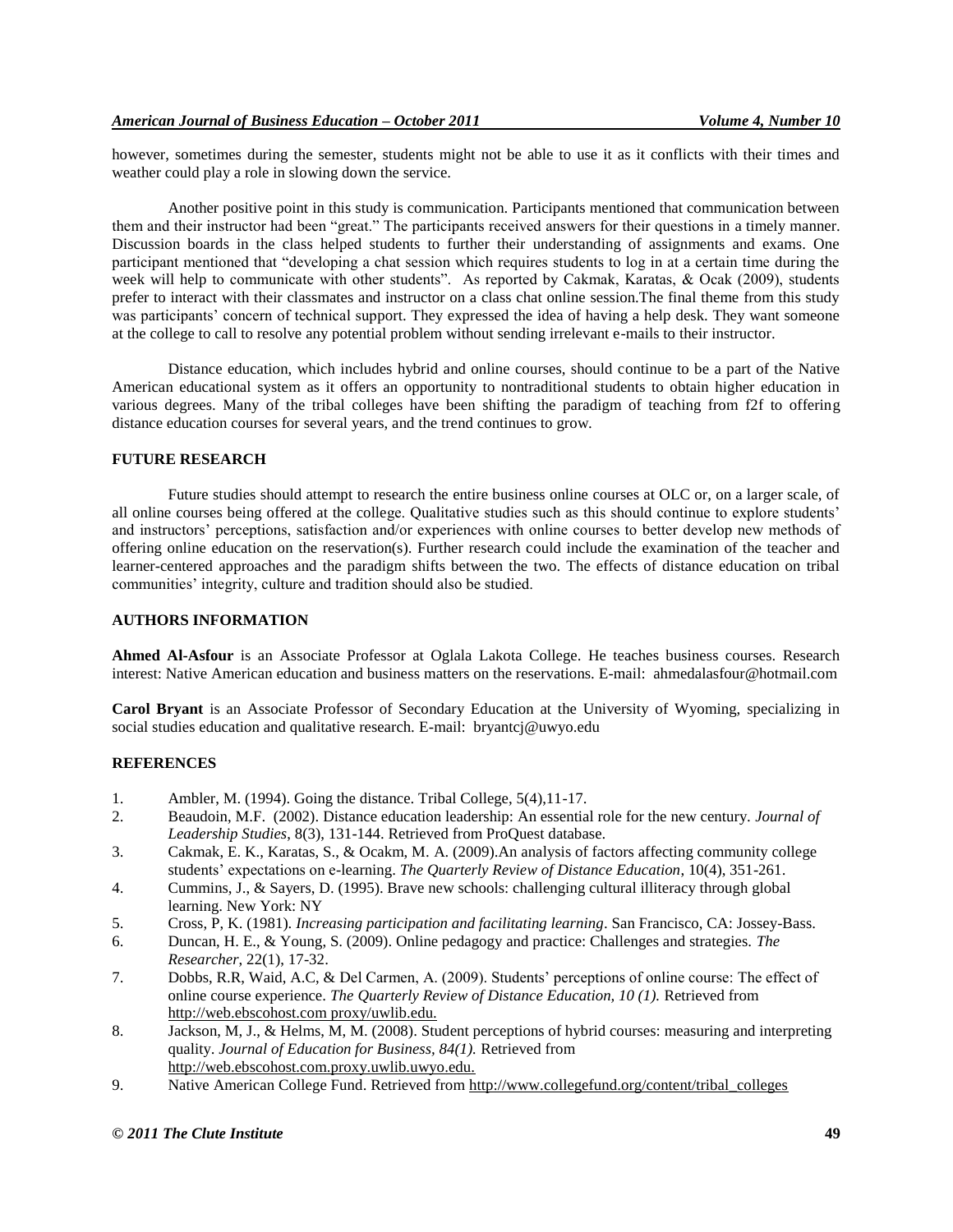however, sometimes during the semester, students might not be able to use it as it conflicts with their times and weather could play a role in slowing down the service.

Another positive point in this study is communication. Participants mentioned that communication between them and their instructor had been "great." The participants received answers for their questions in a timely manner. Discussion boards in the class helped students to further their understanding of assignments and exams. One participant mentioned that "developing a chat session which requires students to log in at a certain time during the week will help to communicate with other students". As reported by Cakmak, Karatas, & Ocak (2009), students prefer to interact with their classmates and instructor on a class chat online session.The final theme from this study was participants' concern of technical support. They expressed the idea of having a help desk. They want someone at the college to call to resolve any potential problem without sending irrelevant e-mails to their instructor.

Distance education, which includes hybrid and online courses, should continue to be a part of the Native American educational system as it offers an opportunity to nontraditional students to obtain higher education in various degrees. Many of the tribal colleges have been shifting the paradigm of teaching from f2f to offering distance education courses for several years, and the trend continues to grow.

## FUTURE RESEARCH

Future studies should attempt to research the entire business online courses at OLC or, on a larger scale, of all online courses being offered at the college. Qualitative studies such as this should continue to explore students' and instructors' perceptions, satisfaction and/or experiences with online courses to better develop new methods of offering online education on the reservation(s). Further research could include the examination of the teacher and learner-centered approaches and the paradigm shifts between the two. The effects of distance education on tribal communities' integrity, culture and tradition should also be studied.

## AUTHORS INFORMATION

**Ahmed Al-Asfour** is an Associate Professor at Oglala Lakota College. He teaches business courses. Research interest: Native American education and business matters on the reservations. E-mail: ahmedalasfour@hotmail.com

**Carol Bryant** is an Associate Professor of Secondary Education at the University of Wyoming, specializing in social studies education and qualitative research. E-mail: bryantcj@uwyo.edu

## REFERENCES

1. Ambler, M. (1994). Going the distance. Tribal College, 5(4),11-17.
2. Beaudoin, M.F. (2002). Distance education leadership: An essential role for the new century. *Journal of Leadership Studies*, 8(3), 131-144. Retrieved from ProQuest database.
3. Cakmak, E. K., Karatas, S., & Ocakm, M. A. (2009).An analysis of factors affecting community college students' expectations on e-learning. *The Quarterly Review of Distance Education*, 10(4), 351-261.
4. Cummins, J., & Sayers, D. (1995). Brave new schools: challenging cultural illiteracy through global learning. New York: NY
5. Cross, P, K. (1981). *Increasing participation and facilitating learning*. San Francisco, CA: Jossey-Bass.
6. Duncan, H. E., & Young, S. (2009). Online pedagogy and practice: Challenges and strategies. *The Researcher*, 22(1), 17-32.
7. Dobbs, R.R, Waid, A.C, & Del Carmen, A. (2009). Students' perceptions of online course: The effect of online course experience. *The Quarterly Review of Distance Education, 10 (1).* Retrieved from http://web.ebscohost.com proxy/uwlib.edu.
8. Jackson, M, J., & Helms, M, M. (2008). Student perceptions of hybrid courses: measuring and interpreting quality. *Journal of Education for Business, 84(1).* Retrieved from http://web.ebscohost.com.proxy.uwlib.uwyo.edu.
9. Native American College Fund. Retrieved from http://www.collegefund.org/content/tribal_colleges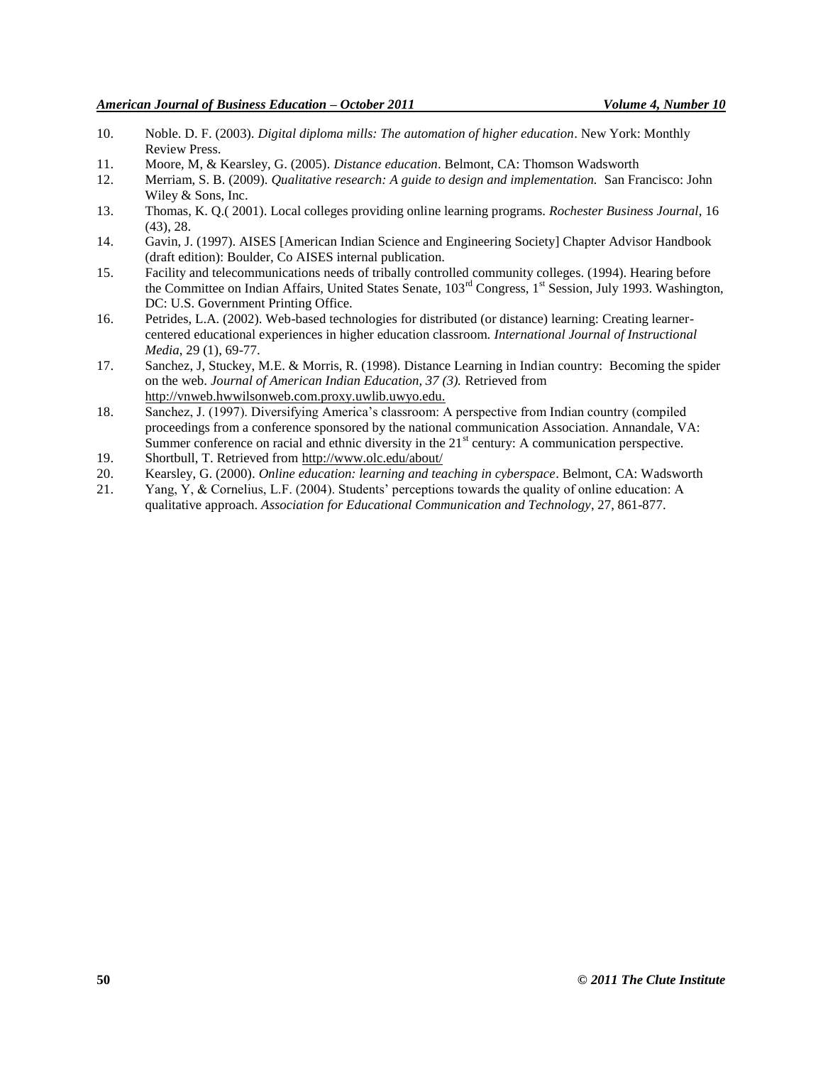10. Noble. D. F. (2003). *Digital diploma mills: The automation of higher education*. New York: Monthly Review Press.
11. Moore, M, & Kearsley, G. (2005). *Distance education*. Belmont, CA: Thomson Wadsworth
12. Merriam, S. B. (2009). *Qualitative research: A guide to design and implementation.* San Francisco: John Wiley & Sons, Inc.
13. Thomas, K. Q.( 2001). Local colleges providing online learning programs. *Rochester Business Journal*, 16 (43), 28.
14. Gavin, J. (1997). AISES [American Indian Science and Engineering Society] Chapter Advisor Handbook (draft edition): Boulder, Co AISES internal publication.
15. Facility and telecommunications needs of tribally controlled community colleges. (1994). Hearing before the Committee on Indian Affairs, United States Senate, 103rd Congress, 1st Session, July 1993. Washington, DC: U.S. Government Printing Office.
16. Petrides, L.A. (2002). Web-based technologies for distributed (or distance) learning: Creating learner-centered educational experiences in higher education classroom. *International Journal of Instructional Media*, 29 (1), 69-77.
17. Sanchez, J, Stuckey, M.E. & Morris, R. (1998). Distance Learning in Indian country: Becoming the spider on the web. *Journal of American Indian Education, 37 (3).* Retrieved from http://vnweb.hwwilsonweb.com.proxy.uwlib.uwyo.edu.
18. Sanchez, J. (1997). Diversifying America's classroom: A perspective from Indian country (compiled proceedings from a conference sponsored by the national communication Association. Annandale, VA: Summer conference on racial and ethnic diversity in the 21st century: A communication perspective.
19. Shortbull, T. Retrieved from http://www.olc.edu/about/
20. Kearsley, G. (2000). *Online education: learning and teaching in cyberspace*. Belmont, CA: Wadsworth
21. Yang, Y, & Cornelius, L.F. (2004). Students' perceptions towards the quality of online education: A qualitative approach. *Association for Educational Communication and Technology*, 27, 861-877.